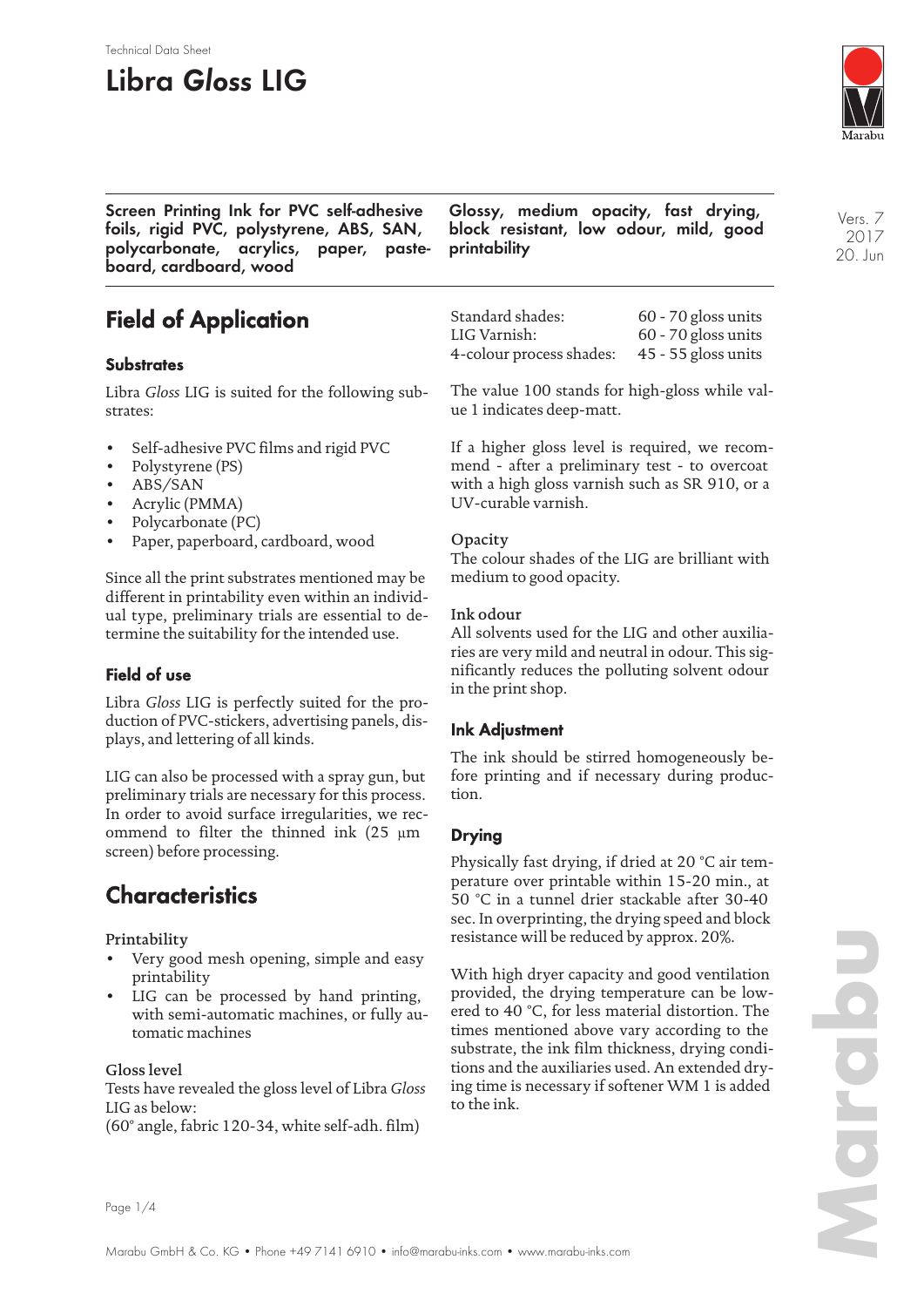Technical Data Sheet

# Libra *Gloss* LIG

**Screen Printing Ink for PVC self-adhesive foils, rigid PVC, polystyrene, ABS, SAN, polycarbonate, acrylics, paper, pasteboard, cardboard, wood**

**Glossy, medium opacity, fast drying, block resistant, low odour, mild, good printability**

Vers. 7
2017
20. Jun

## Field of Application

### Substrates

Libra *Gloss* LIG is suited for the following substrates:

- Self-adhesive PVC films and rigid PVC
- Polystyrene (PS)
- ABS/SAN
- Acrylic (PMMA)
- Polycarbonate (PC)
- Paper, paperboard, cardboard, wood

Since all the print substrates mentioned may be different in printability even within an individual type, preliminary trials are essential to determine the suitability for the intended use.

### Field of use

Libra *Gloss* LIG is perfectly suited for the production of PVC-stickers, advertising panels, displays, and lettering of all kinds.

LIG can also be processed with a spray gun, but preliminary trials are necessary for this process. In order to avoid surface irregularities, we recommend to filter the thinned ink (25 µm screen) before processing.

## Characteristics

#### Printability

- Very good mesh opening, simple and easy printability
- LIG can be processed by hand printing, with semi-automatic machines, or fully automatic machines

#### Gloss level

Tests have revealed the gloss level of Libra *Gloss* LIG as below:
(60° angle, fabric 120-34, white self-adh. film)

| | |
|---|---|
| Standard shades: | 60 - 70 gloss units |
| LIG Varnish: | 60 - 70 gloss units |
| 4-colour process shades: | 45 - 55 gloss units |

The value 100 stands for high-gloss while value 1 indicates deep-matt.

If a higher gloss level is required, we recommend - after a preliminary test - to overcoat with a high gloss varnish such as SR 910, or a UV-curable varnish.

#### Opacity

The colour shades of the LIG are brilliant with medium to good opacity.

#### Ink odour

All solvents used for the LIG and other auxiliaries are very mild and neutral in odour. This significantly reduces the polluting solvent odour in the print shop.

### Ink Adjustment

The ink should be stirred homogeneously before printing and if necessary during production.

### Drying

Physically fast drying, if dried at 20 °C air temperature over printable within 15-20 min., at 50 °C in a tunnel drier stackable after 30-40 sec. In overprinting, the drying speed and block resistance will be reduced by approx. 20%.

With high dryer capacity and good ventilation provided, the drying temperature can be lowered to 40 °C, for less material distortion. The times mentioned above vary according to the substrate, the ink film thickness, drying conditions and the auxiliaries used. An extended drying time is necessary if softener WM 1 is added to the ink.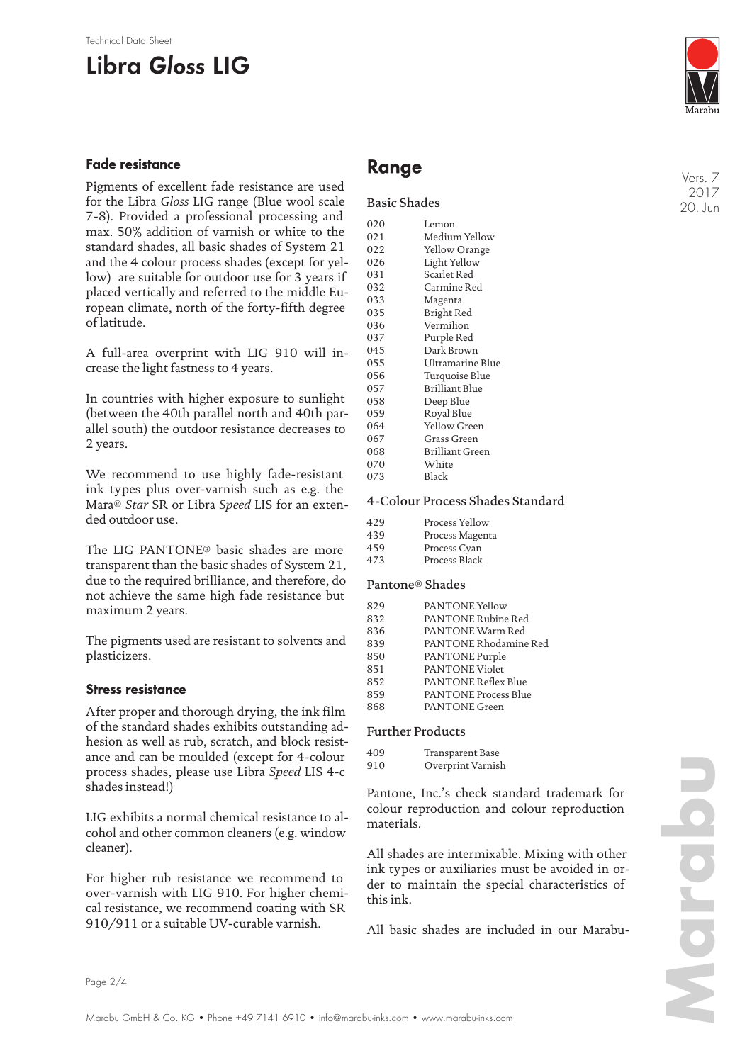## Fade resistance

Pigments of excellent fade resistance are used for the Libra *Gloss* LIG range (Blue wool scale 7-8). Provided a professional processing and max. 50% addition of varnish or white to the standard shades, all basic shades of System 21 and the 4 colour process shades (except for yellow) are suitable for outdoor use for 3 years if placed vertically and referred to the middle European climate, north of the forty-fifth degree of latitude.

A full-area overprint with LIG 910 will increase the light fastness to 4 years.

In countries with higher exposure to sunlight (between the 40th parallel north and 40th parallel south) the outdoor resistance decreases to 2 years.

We recommend to use highly fade-resistant ink types plus over-varnish such as e.g. the Mara® *Star* SR or Libra *Speed* LIS for an extended outdoor use.

The LIG PANTONE® basic shades are more transparent than the basic shades of System 21, due to the required brilliance, and therefore, do not achieve the same high fade resistance but maximum 2 years.

The pigments used are resistant to solvents and plasticizers.

## Stress resistance

After proper and thorough drying, the ink film of the standard shades exhibits outstanding adhesion as well as rub, scratch, and block resistance and can be moulded (except for 4-colour process shades, please use Libra *Speed* LIS 4-c shades instead!)

LIG exhibits a normal chemical resistance to alcohol and other common cleaners (e.g. window cleaner).

For higher rub resistance we recommend to over-varnish with LIG 910. For higher chemical resistance, we recommend coating with SR 910/911 or a suitable UV-curable varnish.

# Range

### Basic Shades

| | |
|---|---|
| 020 | Lemon |
| 021 | Medium Yellow |
| 022 | Yellow Orange |
| 026 | Light Yellow |
| 031 | Scarlet Red |
| 032 | Carmine Red |
| 033 | Magenta |
| 035 | Bright Red |
| 036 | Vermilion |
| 037 | Purple Red |
| 045 | Dark Brown |
| 055 | Ultramarine Blue |
| 056 | Turquoise Blue |
| 057 | Brilliant Blue |
| 058 | Deep Blue |
| 059 | Royal Blue |
| 064 | Yellow Green |
| 067 | Grass Green |
| 068 | Brilliant Green |
| 070 | White |
| 073 | Black |

### 4-Colour Process Shades Standard

| | |
|---|---|
| 429 | Process Yellow |
| 439 | Process Magenta |
| 459 | Process Cyan |
| 473 | Process Black |

### Pantone® Shades

| | |
|---|---|
| 829 | PANTONE Yellow |
| 832 | PANTONE Rubine Red |
| 836 | PANTONE Warm Red |
| 839 | PANTONE Rhodamine Red |
| 850 | PANTONE Purple |
| 851 | PANTONE Violet |
| 852 | PANTONE Reflex Blue |
| 859 | PANTONE Process Blue |
| 868 | PANTONE Green |

### Further Products

| | |
|---|---|
| 409 | Transparent Base |
| 910 | Overprint Varnish |

Pantone, Inc.'s check standard trademark for colour reproduction and colour reproduction materials.

All shades are intermixable. Mixing with other ink types or auxiliaries must be avoided in order to maintain the special characteristics of this ink.

All basic shades are included in our Marabu-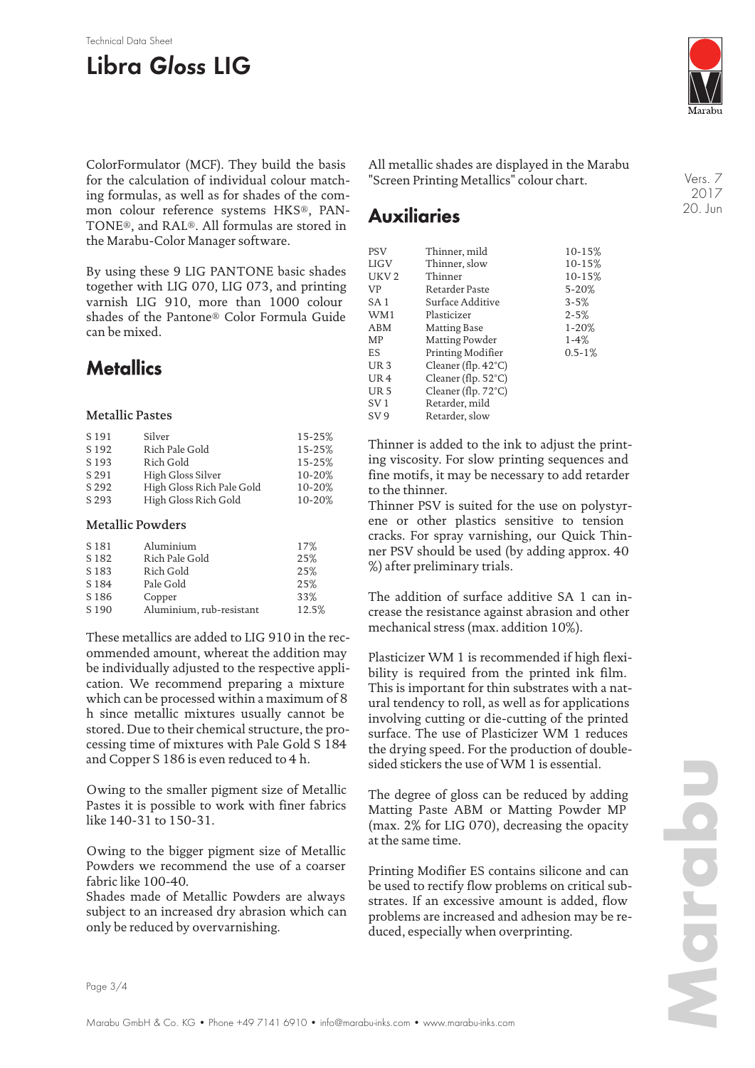ColorFormulator (MCF). They build the basis for the calculation of individual colour matching formulas, as well as for shades of the common colour reference systems HKS®, PANTONE®, and RAL®. All formulas are stored in the Marabu-Color Manager software.

By using these 9 LIG PANTONE basic shades together with LIG 070, LIG 073, and printing varnish LIG 910, more than 1000 colour shades of the Pantone® Color Formula Guide can be mixed.

## Metallics

### Metallic Pastes

| | | |
|---|---|---|
| S 191 | Silver | 15-25% |
| S 192 | Rich Pale Gold | 15-25% |
| S 193 | Rich Gold | 15-25% |
| S 291 | High Gloss Silver | 10-20% |
| S 292 | High Gloss Rich Pale Gold | 10-20% |
| S 293 | High Gloss Rich Gold | 10-20% |

### Metallic Powders

| | | |
|---|---|---|
| S 181 | Aluminium | 17% |
| S 182 | Rich Pale Gold | 25% |
| S 183 | Rich Gold | 25% |
| S 184 | Pale Gold | 25% |
| S 186 | Copper | 33% |
| S 190 | Aluminium, rub-resistant | 12.5% |

These metallics are added to LIG 910 in the recommended amount, whereat the addition may be individually adjusted to the respective application. We recommend preparing a mixture which can be processed within a maximum of 8 h since metallic mixtures usually cannot be stored. Due to their chemical structure, the processing time of mixtures with Pale Gold S 184 and Copper S 186 is even reduced to 4 h.

Owing to the smaller pigment size of Metallic Pastes it is possible to work with finer fabrics like 140-31 to 150-31.

Owing to the bigger pigment size of Metallic Powders we recommend the use of a coarser fabric like 100-40.
Shades made of Metallic Powders are always subject to an increased dry abrasion which can only be reduced by overvarnishing.

All metallic shades are displayed in the Marabu "Screen Printing Metallics" colour chart.

## Auxiliaries

| | | |
|---|---|---|
| PSV | Thinner, mild | 10-15% |
| LIGV | Thinner, slow | 10-15% |
| UKV 2 | Thinner | 10-15% |
| VP | Retarder Paste | 5-20% |
| SA 1 | Surface Additive | 3-5% |
| WM1 | Plasticizer | 2-5% |
| ABM | Matting Base | 1-20% |
| MP | Matting Powder | 1-4% |
| ES | Printing Modifier | 0.5-1% |
| UR 3 | Cleaner (flp. 42°C) | |
| UR 4 | Cleaner (flp. 52°C) | |
| UR 5 | Cleaner (flp. 72°C) | |
| SV 1 | Retarder, mild | |
| SV 9 | Retarder, slow | |

Thinner is added to the ink to adjust the printing viscosity. For slow printing sequences and fine motifs, it may be necessary to add retarder to the thinner.
Thinner PSV is suited for the use on polystyrene or other plastics sensitive to tension cracks. For spray varnishing, our Quick Thinner PSV should be used (by adding approx. 40 %) after preliminary trials.

The addition of surface additive SA 1 can increase the resistance against abrasion and other mechanical stress (max. addition 10%).

Plasticizer WM 1 is recommended if high flexibility is required from the printed ink film. This is important for thin substrates with a natural tendency to roll, as well as for applications involving cutting or die-cutting of the printed surface. The use of Plasticizer WM 1 reduces the drying speed. For the production of double-sided stickers the use of WM 1 is essential.

The degree of gloss can be reduced by adding Matting Paste ABM or Matting Powder MP (max. 2% for LIG 070), decreasing the opacity at the same time.

Printing Modifier ES contains silicone and can be used to rectify flow problems on critical substrates. If an excessive amount is added, flow problems are increased and adhesion may be reduced, especially when overprinting.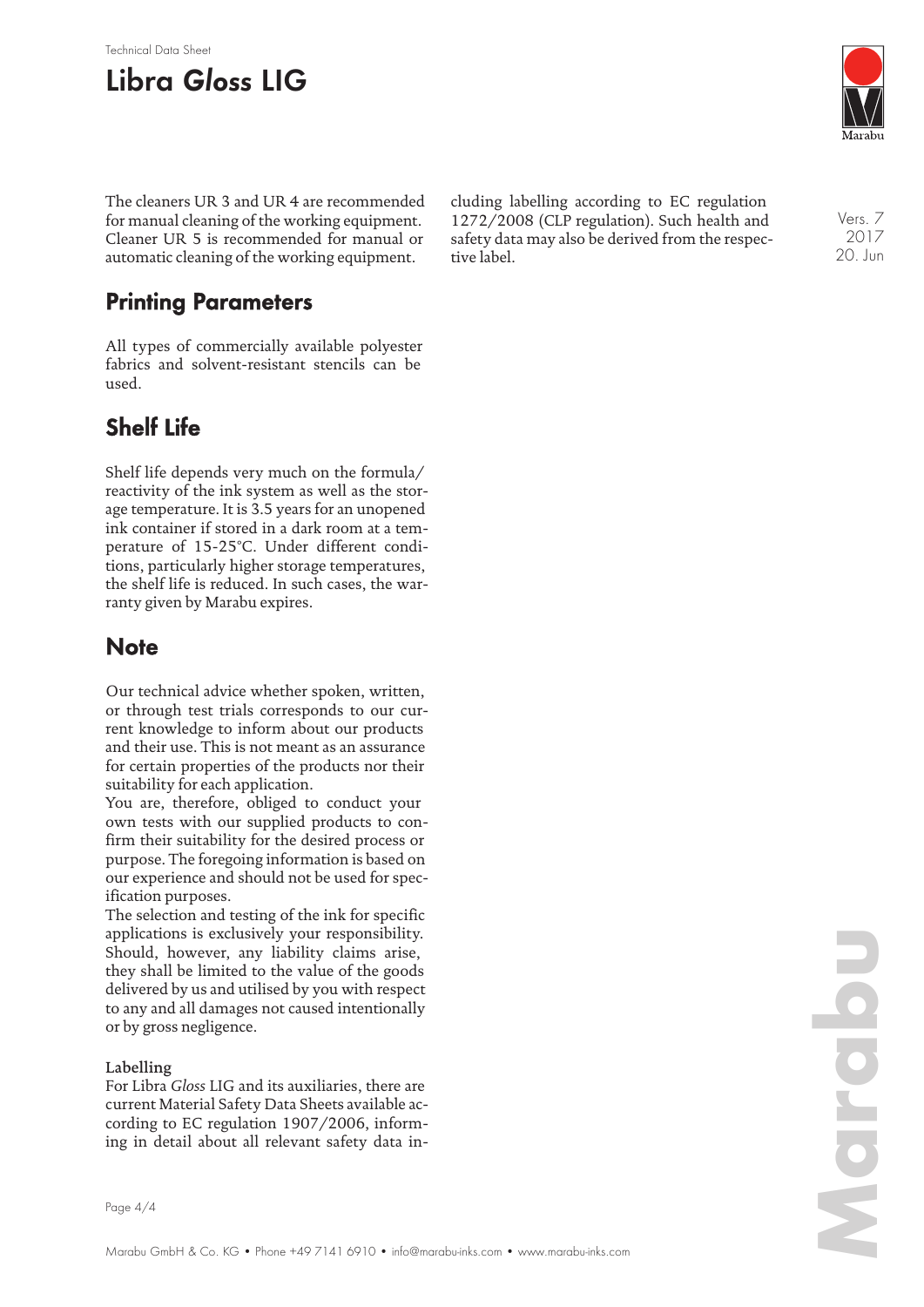The cleaners UR 3 and UR 4 are recommended for manual cleaning of the working equipment. Cleaner UR 5 is recommended for manual or automatic cleaning of the working equipment.

## Printing Parameters

All types of commercially available polyester fabrics and solvent-resistant stencils can be used.

## Shelf Life

Shelf life depends very much on the formula/reactivity of the ink system as well as the storage temperature. It is 3.5 years for an unopened ink container if stored in a dark room at a temperature of 15-25°C. Under different conditions, particularly higher storage temperatures, the shelf life is reduced. In such cases, the warranty given by Marabu expires.

## Note

Our technical advice whether spoken, written, or through test trials corresponds to our current knowledge to inform about our products and their use. This is not meant as an assurance for certain properties of the products nor their suitability for each application.
You are, therefore, obliged to conduct your own tests with our supplied products to confirm their suitability for the desired process or purpose. The foregoing information is based on our experience and should not be used for specification purposes.
The selection and testing of the ink for specific applications is exclusively your responsibility. Should, however, any liability claims arise, they shall be limited to the value of the goods delivered by us and utilised by you with respect to any and all damages not caused intentionally or by gross negligence.

### Labelling

For Libra *Gloss* LIG and its auxiliaries, there are current Material Safety Data Sheets available according to EC regulation 1907/2006, informing in detail about all relevant safety data including labelling according to EC regulation 1272/2008 (CLP regulation). Such health and safety data may also be derived from the respective label.